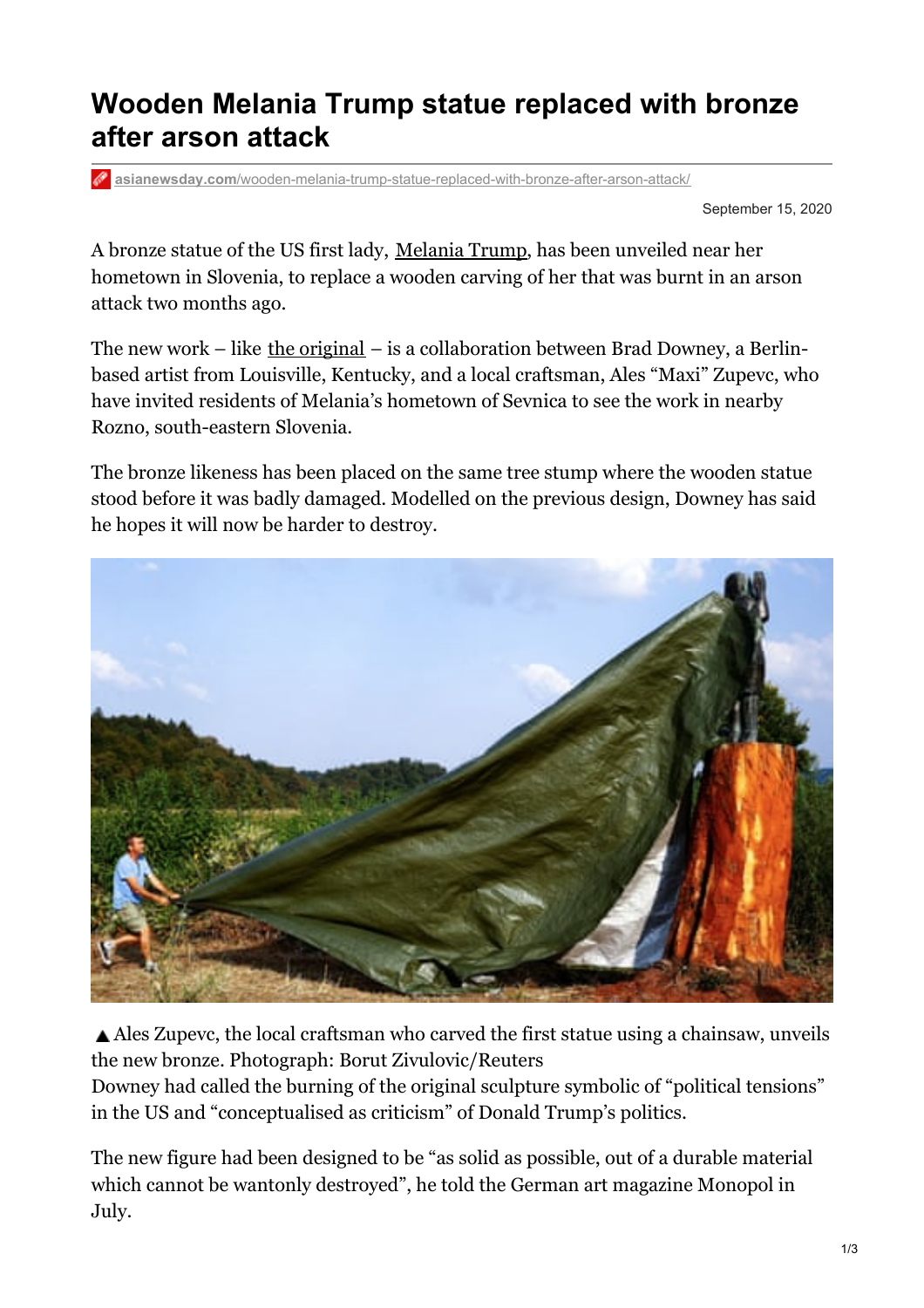# Wooden Melania Trump statue replaced with bronze after arson attack

asianewsday.com/wooden-melania-trump-statue-replaced-with-bronze-after-arson-attack/

September 15, 2020

A bronze statue of the US first lady, Melania Trump, has been unveiled near her hometown in Slovenia, to replace a wooden carving of her that was burnt in an arson attack two months ago.

The new work – like the original – is a collaboration between Brad Downey, a Berlin-based artist from Louisville, Kentucky, and a local craftsman, Ales "Maxi" Zupevc, who have invited residents of Melania's hometown of Sevnica to see the work in nearby Rozno, south-eastern Slovenia.

The bronze likeness has been placed on the same tree stump where the wooden statue stood before it was badly damaged. Modelled on the previous design, Downey has said he hopes it will now be harder to destroy.

▲Ales Zupevc, the local craftsman who carved the first statue using a chainsaw, unveils the new bronze. Photograph: Borut Zivulovic/Reuters

Downey had called the burning of the original sculpture symbolic of "political tensions" in the US and "conceptualised as criticism" of Donald Trump's politics.

The new figure had been designed to be "as solid as possible, out of a durable material which cannot be wantonly destroyed", he told the German art magazine Monopol in July.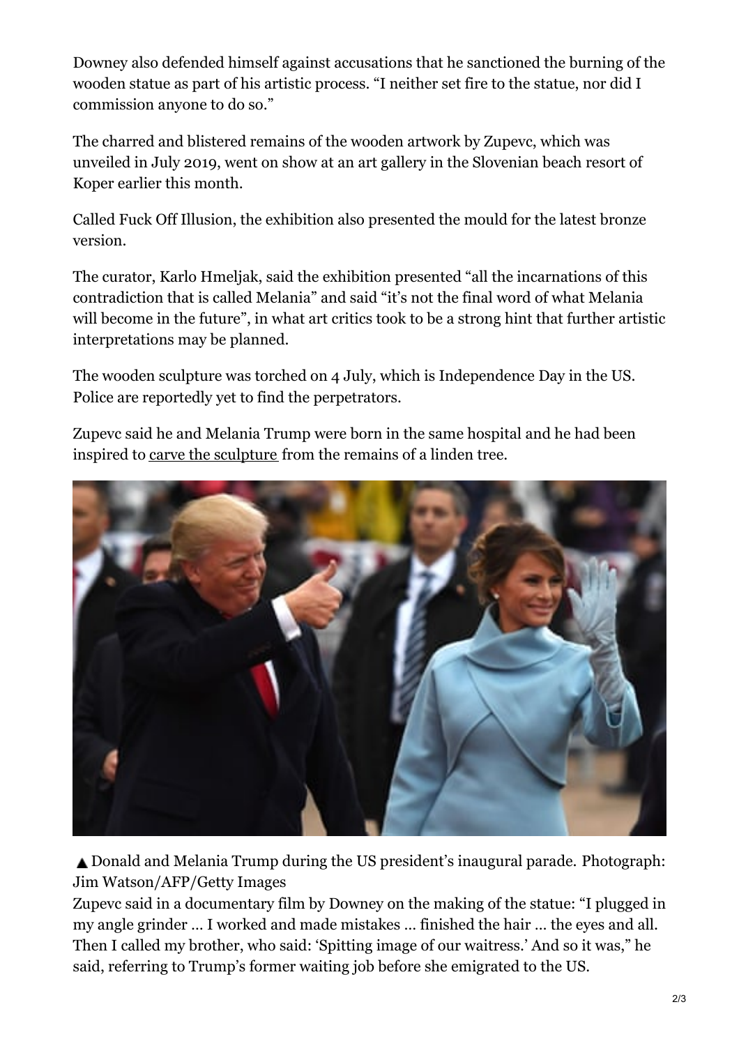Downey also defended himself against accusations that he sanctioned the burning of the wooden statue as part of his artistic process. “I neither set fire to the statue, nor did I commission anyone to do so.”

The charred and blistered remains of the wooden artwork by Zupevc, which was unveiled in July 2019, went on show at an art gallery in the Slovenian beach resort of Koper earlier this month.

Called Fuck Off Illusion, the exhibition also presented the mould for the latest bronze version.

The curator, Karlo Hmeljak, said the exhibition presented “all the incarnations of this contradiction that is called Melania” and said “it’s not the final word of what Melania will become in the future”, in what art critics took to be a strong hint that further artistic interpretations may be planned.

The wooden sculpture was torched on 4 July, which is Independence Day in the US. Police are reportedly yet to find the perpetrators.

Zupevc said he and Melania Trump were born in the same hospital and he had been inspired to carve the sculpture from the remains of a linden tree.

▲ Donald and Melania Trump during the US president’s inaugural parade. Photograph: Jim Watson/AFP/Getty Images

Zupevc said in a documentary film by Downey on the making of the statue: “I plugged in my angle grinder … I worked and made mistakes … finished the hair … the eyes and all. Then I called my brother, who said: ‘Spitting image of our waitress.’ And so it was,” he said, referring to Trump’s former waiting job before she emigrated to the US.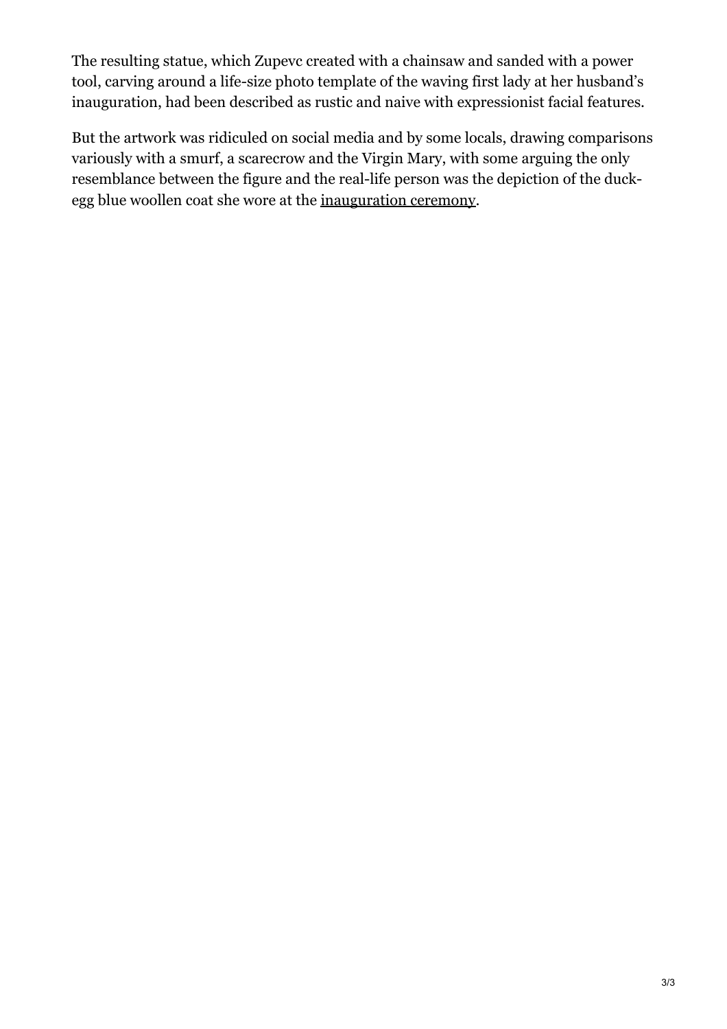The resulting statue, which Zupevc created with a chainsaw and sanded with a power tool, carving around a life-size photo template of the waving first lady at her husband's inauguration, had been described as rustic and naive with expressionist facial features.

But the artwork was ridiculed on social media and by some locals, drawing comparisons variously with a smurf, a scarecrow and the Virgin Mary, with some arguing the only resemblance between the figure and the real-life person was the depiction of the duck-egg blue woollen coat she wore at the inauguration ceremony.